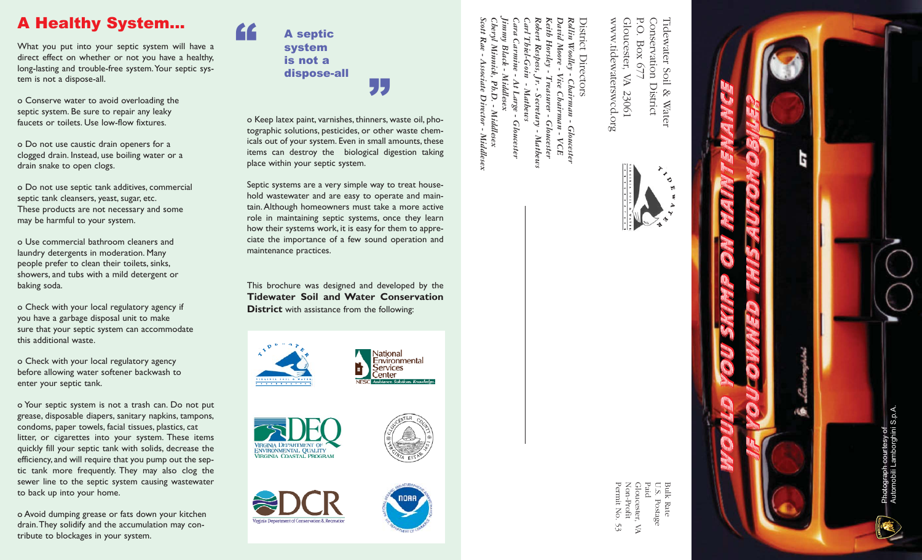# A Healthy System...

What you put into your septic system will have a direct effect on whether or not you have a healthy, long-lasting and trouble-free system. Your septic system is not a dispose-all.

o Conserve water to avoid overloading the septic system. Be sure to repair any leaky faucets or toilets. Use low-flow fixtures.

o Do not use caustic drain openers for a clogged drain. Instead, use boiling water or a drain snake to open clogs.

o Do not use septic tank additives, commercial septic tank cleansers, yeast, sugar, etc. These products are not necessary and some may be harmful to your system.

o Use commercial bathroom cleaners and laundry detergents in moderation. Many people prefer to clean their toilets, sinks, showers, and tubs with a mild detergent or baking soda.

o Check with your local regulatory agency if you have a garbage disposal unit to make sure that your septic system can accommodate this additional waste.

o Check with your local regulatory agency before allowing water softener backwash to enter your septic tank.

o Your septic system is not a trash can. Do not put grease, disposable diapers, sanitary napkins, tampons, condoms, paper towels, facial tissues, plastics, cat litter, or cigarettes into your system. These items quickly fill your septic tank with solids, decrease the efficiency, and will require that you pump out the septic tank more frequently. They may also clog the sewer line to the septic system causing wastewater to back up into your home.

o Avoid dumping grease or fats down your kitchen drain. They solidify and the accumulation may contribute to blockages in your system.

> **"A septic system is not a dispose-all"**

o Keep latex paint, varnishes, thinners, waste oil, photographic solutions, pesticides, or other waste chemicals out of your system. Even in small amounts, these items can destroy the biological digestion taking place within your septic system.

Septic systems are a very simple way to treat household wastewater and are easy to operate and maintain. Although homeowners must take a more active role in maintaining septic systems, once they learn how their systems work, it is easy for them to appreciate the importance of a few sound operation and maintenance practices.

This brochure was designed and developed by the **Tidewater Soil and Water Conservation District** with assistance from the following:

Tidewater Virginia Soil & Water Conservation District; National Environmental Services Center (NESC — Assistance. Solutions. Knowledge.); Virginia Department of Environmental Quality, Virginia Coastal Program; Gloucester County, Virginia, Estab. 1651; DCR — Virginia Department of Conservation & Recreation; NOAA — National Oceanic and Atmospheric Administration, U.S. Department of Commerce

Tidewater Soil & Water Conservation District
P.O. Box 677
Gloucester, VA 23061
www.tidewaterswcd.org

District Directors

*Rollin Woolley - Chairman - Gloucester*
*David Moore - Vice Chairman - VCE*
*Keith Horsley - Treasurer - Gloucester*
*Robert Respess, Jr. - Secretary - Mathews*
*Carl Thiel-Goin - Mathews*
*Cara Carmine - At Large - Gloucester*
*Jimmy Black - Middlesex*
*Cheryl Minnick, Ph.D. - Middlesex*
*Scott Rae - Associate Director - Middlesex*

Bulk Rate
U.S. Postage
Paid
Gloucester, VA
Non-Profit
Permit No. 53

**WOULD YOU SKIMP ON MAINTENANCE IF YOU OWNED THIS AUTOMOBILE?**

Photograph courtesy of Automobili Lamborghini S.p.A.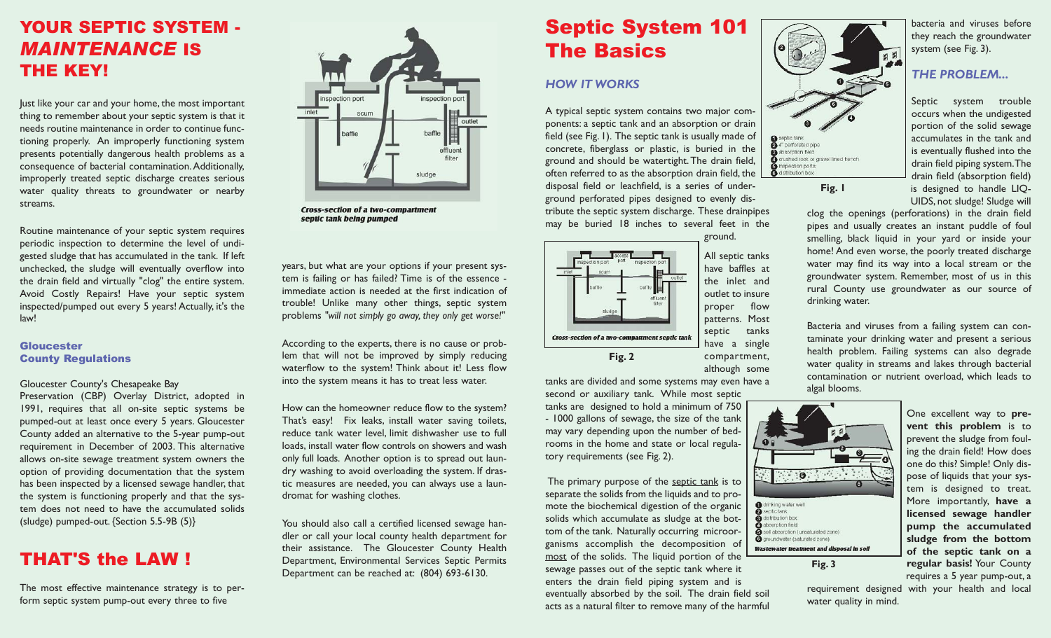# YOUR SEPTIC SYSTEM - *MAINTENANCE* IS THE KEY!

Just like your car and your home, the most important thing to remember about your septic system is that it needs routine maintenance in order to continue functioning properly. An improperly functioning system presents potentially dangerous health problems as a consequence of bacterial contamination. Additionally, improperly treated septic discharge creates serious water quality threats to groundwater or nearby streams.

Routine maintenance of your septic system requires periodic inspection to determine the level of undigested sludge that has accumulated in the tank. If left unchecked, the sludge will eventually overflow into the drain field and virtually "clog" the entire system. Avoid Costly Repairs! Have your septic system inspected/pumped out every 5 years! Actually, it's the law!

### Gloucester County Regulations

Gloucester County's Chesapeake Bay Preservation (CBP) Overlay District, adopted in 1991, requires that all on-site septic systems be pumped-out at least once every 5 years. Gloucester County added an alternative to the 5-year pump-out requirement in December of 2003. This alternative allows on-site sewage treatment system owners the option of providing documentation that the system has been inspected by a licensed sewage handler, that the system is functioning properly and that the system does not need to have the accumulated solids (sludge) pumped-out. {Section 5.5-9B (5)}

# THAT'S the LAW !

The most effective maintenance strategy is to perform septic system pump-out every three to five

inspection port
inlet
scum
inspection port
outlet
baffle
baffle
effluent filter
sludge

*Cross-section of a two-compartment septic tank being pumped*

years, but what are your options if your present system is failing or has failed? Time is of the essence - immediate action is needed at the first indication of trouble! Unlike many other things, septic system problems *"will not simply go away, they only get worse!"*

According to the experts, there is no cause or problem that will not be improved by simply reducing waterflow to the system! Think about it! Less flow into the system means it has to treat less water.

How can the homeowner reduce flow to the system? That's easy! Fix leaks, install water saving toilets, reduce tank water level, limit dishwasher use to full loads, install water flow controls on showers and wash only full loads. Another option is to spread out laundry washing to avoid overloading the system. If drastic measures are needed, you can always use a laundromat for washing clothes.

You should also call a certified licensed sewage handler or call your local county health department for their assistance. The Gloucester County Health Department, Environmental Services Septic Permits Department can be reached at: (804) 693-6130.

# Septic System 101 The Basics

### *HOW IT WORKS*

A typical septic system contains two major components: a septic tank and an absorption or drain field (see Fig. 1). The septic tank is usually made of concrete, fiberglass or plastic, is buried in the ground and should be watertight. The drain field, often referred to as the absorption drain field, the disposal field or leachfield, is a series of underground perforated pipes designed to evenly distribute the septic system discharge. These drainpipes may be buried 18 inches to several feet in the ground.

1 septic tank
2 4" perforated pipe
3 absorption field
4 crushed rock or gravel lined trench
5 inspection ports
6 distribution box

**Fig. 1**

inspection port
access port
inspection port
inlet
scum
outlet
baffle
baffle
effluent filter
sludge

*Cross-section of a two-compartment septic tank*

**Fig. 2**

All septic tanks have baffles at the inlet and outlet to insure proper flow patterns. Most septic tanks have a single compartment, although some tanks are divided and some systems may even have a second or auxiliary tank. While most septic tanks are designed to hold a minimum of 750 - 1000 gallons of sewage, the size of the tank may vary depending upon the number of bedrooms in the home and state or local regulatory requirements (see Fig. 2).

The primary purpose of the septic tank is to separate the solids from the liquids and to promote the biochemical digestion of the organic solids which accumulate as sludge at the bottom of the tank. Naturally occurring microorganisms accomplish the decomposition of most of the solids. The liquid portion of the sewage passes out of the septic tank where it enters the drain field piping system and is eventually absorbed by the soil. The drain field soil acts as a natural filter to remove many of the harmful bacteria and viruses before they reach the groundwater system (see Fig. 3).

### *THE PROBLEM...*

Septic system trouble occurs when the undigested portion of the solid sewage accumulates in the tank and is eventually flushed into the drain field piping system. The drain field (absorption field) is designed to handle LIQUIDS, not sludge! Sludge will clog the openings (perforations) in the drain field pipes and usually creates an instant puddle of foul smelling, black liquid in your yard or inside your home! And even worse, the poorly treated discharge water may find its way into a local stream or the groundwater system. Remember, most of us in this rural County use groundwater as our source of drinking water.

Bacteria and viruses from a failing system can contaminate your drinking water and present a serious health problem. Failing systems can also degrade water quality in streams and lakes through bacterial contamination or nutrient overload, which leads to algal blooms.

1 drinking water well
2 septic tank
3 distribution box
4 absorption field
5 soil absorption (unsaturated zone)
6 groundwater (saturated zone)

*Wastewater treatment and disposal in soil*

**Fig. 3**

One excellent way to **prevent this problem** is to prevent the sludge from fouling the drain field! How does one do this? Simple! Only dispose of liquids that your system is designed to treat. More importantly, **have a licensed sewage handler pump the accumulated sludge from the bottom of the septic tank on a regular basis!** Your County requires a 5 year pump-out, a requirement designed with your health and local water quality in mind.